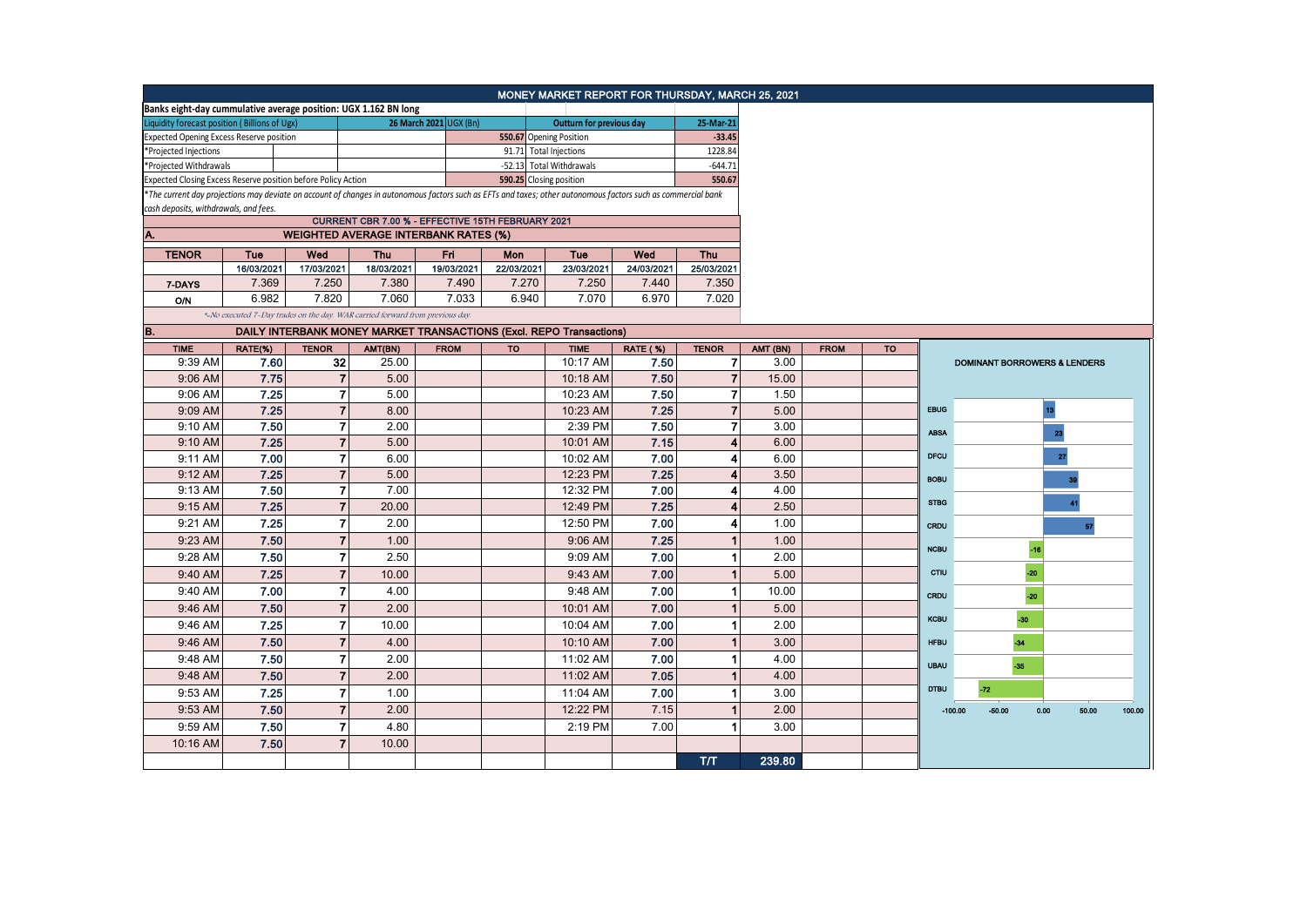# MONEY MARKET REPORT FOR THURSDAY, MARCH 25, 2021

**Banks eight-day cummulative average position: UGX 1.162 BN long**

| Liquidity forecast position ( Billions of Ugx) | 26 March 2021 UGX (Bn) | Outturn for previous day | 25-Mar-21 |
|---|---|---|---|
| Expected Opening Excess Reserve position | 550.67 | Opening Position | -33.45 |
| *Projected Injections | 91.71 | Total Injections | 1228.84 |
| *Projected Withdrawals | -52.13 | Total Withdrawals | -644.71 |
| Expected Closing Excess Reserve position before Policy Action | 590.25 | Closing position | 550.67 |

*The current day projections may deviate on account of changes in autonomous factors such as EFTs and taxes; other autonomous factors such as commercial bank cash deposits, withdrawals, and fees.*

**CURRENT CBR 7.00 % - EFFECTIVE 15TH FEBRUARY 2021**

## A. WEIGHTED AVERAGE INTERBANK RATES (%)

| TENOR | Tue | Wed | Thu | Fri | Mon | Tue | Wed | Thu |
|---|---|---|---|---|---|---|---|---|
| | 16/03/2021 | 17/03/2021 | 18/03/2021 | 19/03/2021 | 22/03/2021 | 23/03/2021 | 24/03/2021 | 25/03/2021 |
| 7-DAYS | 7.369 | 7.250 | 7.380 | 7.490 | 7.270 | 7.250 | 7.440 | 7.350 |
| O/N | 6.982 | 7.820 | 7.060 | 7.033 | 6.940 | 7.070 | 6.970 | 7.020 |

*-No executed 7-Day trades on the day. WAR carried forward from previous day.

## B. DAILY INTERBANK MONEY MARKET TRANSACTIONS (Excl. REPO Transactions)

| TIME | RATE(%) | TENOR | AMT(BN) | FROM | TO | TIME | RATE ( %) | TENOR | AMT (BN) | FROM | TO |
|---|---|---|---|---|---|---|---|---|---|---|---|
| 9:39 AM | 7.60 | 32 | 25.00 | | | 10:17 AM | 7.50 | 7 | 3.00 | | |
| 9:06 AM | 7.75 | 7 | 5.00 | | | 10:18 AM | 7.50 | 7 | 15.00 | | |
| 9:06 AM | 7.25 | 7 | 5.00 | | | 10:23 AM | 7.50 | 7 | 1.50 | | |
| 9:09 AM | 7.25 | 7 | 8.00 | | | 10:23 AM | 7.25 | 7 | 5.00 | | |
| 9:10 AM | 7.50 | 7 | 2.00 | | | 2:39 PM | 7.50 | 7 | 3.00 | | |
| 9:10 AM | 7.25 | 7 | 5.00 | | | 10:01 AM | 7.15 | 4 | 6.00 | | |
| 9:11 AM | 7.00 | 7 | 6.00 | | | 10:02 AM | 7.00 | 4 | 6.00 | | |
| 9:12 AM | 7.25 | 7 | 5.00 | | | 12:23 PM | 7.25 | 4 | 3.50 | | |
| 9:13 AM | 7.50 | 7 | 7.00 | | | 12:32 PM | 7.00 | 4 | 4.00 | | |
| 9:15 AM | 7.25 | 7 | 20.00 | | | 12:49 PM | 7.25 | 4 | 2.50 | | |
| 9:21 AM | 7.25 | 7 | 2.00 | | | 12:50 PM | 7.00 | 4 | 1.00 | | |
| 9:23 AM | 7.50 | 7 | 1.00 | | | 9:06 AM | 7.25 | 1 | 1.00 | | |
| 9:28 AM | 7.50 | 7 | 2.50 | | | 9:09 AM | 7.00 | 1 | 2.00 | | |
| 9:40 AM | 7.25 | 7 | 10.00 | | | 9:43 AM | 7.00 | 1 | 5.00 | | |
| 9:40 AM | 7.00 | 7 | 4.00 | | | 9:48 AM | 7.00 | 1 | 10.00 | | |
| 9:46 AM | 7.50 | 7 | 2.00 | | | 10:01 AM | 7.00 | 1 | 5.00 | | |
| 9:46 AM | 7.25 | 7 | 10.00 | | | 10:04 AM | 7.00 | 1 | 2.00 | | |
| 9:46 AM | 7.50 | 7 | 4.00 | | | 10:10 AM | 7.00 | 1 | 3.00 | | |
| 9:48 AM | 7.50 | 7 | 2.00 | | | 11:02 AM | 7.00 | 1 | 4.00 | | |
| 9:48 AM | 7.50 | 7 | 2.00 | | | 11:02 AM | 7.05 | 1 | 4.00 | | |
| 9:53 AM | 7.25 | 7 | 1.00 | | | 11:04 AM | 7.00 | 1 | 3.00 | | |
| 9:53 AM | 7.50 | 7 | 2.00 | | | 12:22 PM | 7.15 | 1 | 2.00 | | |
| 9:59 AM | 7.50 | 7 | 4.80 | | | 2:19 PM | 7.00 | 1 | 3.00 | | |
| 10:16 AM | 7.50 | 7 | 10.00 | | | | | | | | |
| | | | | | | | | T/T | 239.80 | | |

**DOMINANT BORROWERS & LENDERS**

| Bank | Amount |
|---|---|
| EBUG | 13 |
| ABSA | 23 |
| DFCU | 27 |
| BOBU | 39 |
| STBG | 41 |
| CRDU | 57 |
| NCBU | -16 |
| CTIU | -20 |
| CRDU | -20 |
| KCBU | -30 |
| HFBU | -34 |
| UBAU | -35 |
| DTBU | -72 |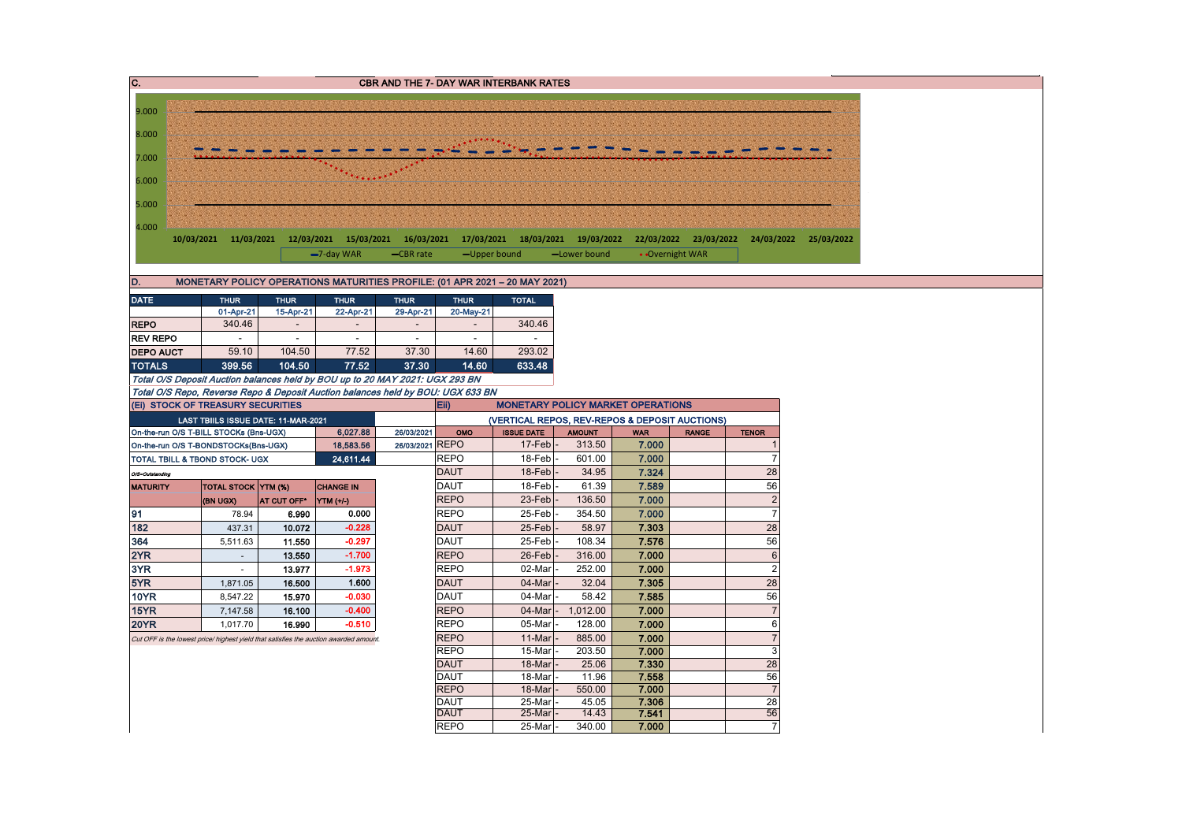## C. CBR AND THE 7- DAY WAR INTERBANK RATES

9.000
8.000
7.000
6.000
5.000
4.000

10/03/2021 11/03/2021 12/03/2021 15/03/2021 16/03/2021 17/03/2021 18/03/2021 19/03/2022 22/03/2022 23/03/2022 24/03/2022 25/03/2022

7-day WAR — CBR rate — Upper bound — Lower bound — Overnight WAR

## D. MONETARY POLICY OPERATIONS MATURITIES PROFILE: (01 APR 2021 – 20 MAY 2021)

| DATE | THUR | THUR | THUR | THUR | THUR | TOTAL |
|---|---|---|---|---|---|---|
| | 01-Apr-21 | 15-Apr-21 | 22-Apr-21 | 29-Apr-21 | 20-May-21 | |
| REPO | 340.46 | - | - | - | - | 340.46 |
| REV REPO | - | - | - | - | - | - |
| DEPO AUCT | 59.10 | 104.50 | 77.52 | 37.30 | 14.60 | 293.02 |
| **TOTALS** | **399.56** | **104.50** | **77.52** | **37.30** | **14.60** | **633.48** |

*Total O/S Deposit Auction balances held by BOU up to 20 MAY 2021: UGX 293 BN*

*Total O/S Repo, Reverse Repo & Deposit Auction balances held by BOU: UGX 633 BN*

### (Ei) STOCK OF TREASURY SECURITIES

| LAST TBIILS ISSUE DATE: 11-MAR-2021 | | |
|---|---|---|
| On-the-run O/S T-BILL STOCKs (Bns-UGX) | 6,027.88 | 26/03/2021 |
| On-the-run O/S T-BONDSTOCKs(Bns-UGX) | 18,583.56 | 26/03/2021 |
| TOTAL TBILL & TBOND STOCK- UGX | 24,611.44 | |

*O/S=Outstanding*

| MATURITY | TOTAL STOCK (BN UGX) | YTM (%) AT CUT OFF* | CHANGE IN YTM (+/-) |
|---|---|---|---|
| 91 | 78.94 | 6.990 | 0.000 |
| 182 | 437.31 | 10.072 | -0.228 |
| 364 | 5,511.63 | 11.550 | -0.297 |
| 2YR | - | 13.550 | -1.700 |
| 3YR | - | 13.977 | -1.973 |
| 5YR | 1,871.05 | 16.500 | 1.600 |
| 10YR | 8,547.22 | 15.970 | -0.030 |
| 15YR | 7,147.58 | 16.100 | -0.400 |
| 20YR | 1,017.70 | 16.990 | -0.510 |

*Cut OFF is the lowest price/ highest yield that satisfies the auction awarded amount.*

### Eii) MONETARY POLICY MARKET OPERATIONS

(VERTICAL REPOS, REV-REPOS & DEPOSIT AUCTIONS)

| OMO | ISSUE DATE | AMOUNT | WAR | RANGE | TENOR |
|---|---|---|---|---|---|
| REPO | 17-Feb | 313.50 | 7.000 | | 1 |
| REPO | 18-Feb | 601.00 | 7.000 | | 7 |
| DAUT | 18-Feb | 34.95 | 7.324 | | 28 |
| DAUT | 18-Feb | 61.39 | 7.589 | | 56 |
| REPO | 23-Feb | 136.50 | 7.000 | | 2 |
| REPO | 25-Feb | 354.50 | 7.000 | | 7 |
| DAUT | 25-Feb | 58.97 | 7.303 | | 28 |
| DAUT | 25-Feb | 108.34 | 7.576 | | 56 |
| REPO | 26-Feb | 316.00 | 7.000 | | 6 |
| REPO | 02-Mar | 252.00 | 7.000 | | 2 |
| DAUT | 04-Mar | 32.04 | 7.305 | | 28 |
| DAUT | 04-Mar | 58.42 | 7.585 | | 56 |
| REPO | 04-Mar | 1,012.00 | 7.000 | | 7 |
| REPO | 05-Mar | 128.00 | 7.000 | | 6 |
| REPO | 11-Mar | 885.00 | 7.000 | | 7 |
| REPO | 15-Mar | 203.50 | 7.000 | | 3 |
| DAUT | 18-Mar | 25.06 | 7.330 | | 28 |
| DAUT | 18-Mar | 11.96 | 7.558 | | 56 |
| REPO | 18-Mar | 550.00 | 7.000 | | 7 |
| DAUT | 25-Mar | 45.05 | 7.306 | | 28 |
| DAUT | 25-Mar | 14.43 | 7.541 | | 56 |
| REPO | 25-Mar | 340.00 | 7.000 | | 7 |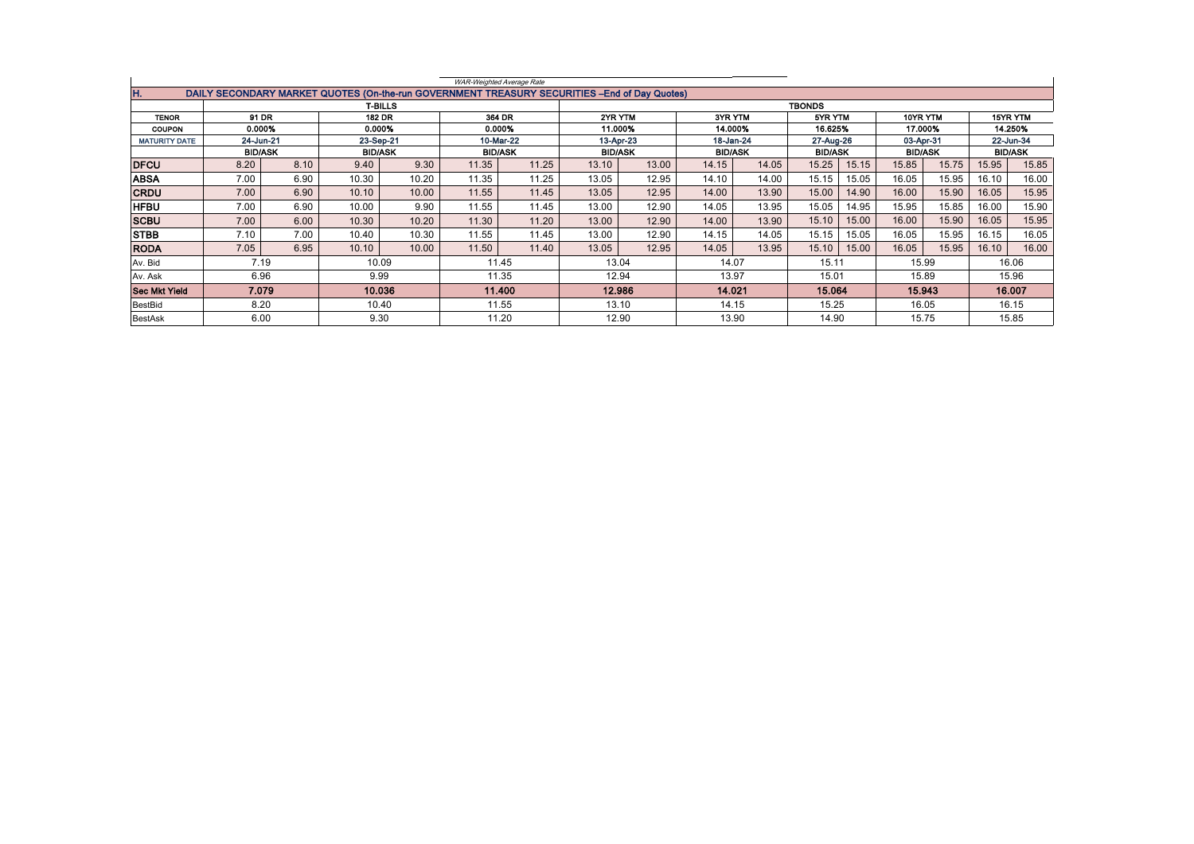*WAR-Weighted Average Rate*

## H. DAILY SECONDARY MARKET QUOTES (On-the-run GOVERNMENT TREASURY SECURITIES –End of Day Quotes)

| | T-BILLS | | | | | | TBONDS | | | | | | | | | | | |
|---|---|---|---|---|---|---|---|---|---|---|---|---|---|---|---|---|---|---|
| **TENOR** | 91 DR | | 182 DR | | 364 DR | | 2YR YTM | | 3YR YTM | | 5YR YTM | | 10YR YTM | | 15YR YTM | | | |
| **COUPON** | 0.000% | | 0.000% | | 0.000% | | 11.000% | | 14.000% | | 16.625% | | 17.000% | | 14.250% | | | |
| **MATURITY DATE** | 24-Jun-21 | | 23-Sep-21 | | 10-Mar-22 | | 13-Apr-23 | | 18-Jan-24 | | 27-Aug-26 | | 03-Apr-31 | | 22-Jun-34 | | | |
| | BID/ASK | | BID/ASK | | BID/ASK | | BID/ASK | | BID/ASK | | BID/ASK | | BID/ASK | | BID/ASK | | | |
| **DFCU** | 8.20 | 8.10 | 9.40 | 9.30 | 11.35 | 11.25 | 13.10 | 13.00 | 14.15 | 14.05 | 15.25 | 15.15 | 15.85 | 15.75 | 15.95 | 15.85 | | |
| **ABSA** | 7.00 | 6.90 | 10.30 | 10.20 | 11.35 | 11.25 | 13.05 | 12.95 | 14.10 | 14.00 | 15.15 | 15.05 | 16.05 | 15.95 | 16.10 | 16.00 | | |
| **CRDU** | 7.00 | 6.90 | 10.10 | 10.00 | 11.55 | 11.45 | 13.05 | 12.95 | 14.00 | 13.90 | 15.00 | 14.90 | 16.00 | 15.90 | 16.05 | 15.95 | | |
| **HFBU** | 7.00 | 6.90 | 10.00 | 9.90 | 11.55 | 11.45 | 13.00 | 12.90 | 14.05 | 13.95 | 15.05 | 14.95 | 15.95 | 15.85 | 16.00 | 15.90 | | |
| **SCBU** | 7.00 | 6.00 | 10.30 | 10.20 | 11.30 | 11.20 | 13.00 | 12.90 | 14.00 | 13.90 | 15.10 | 15.00 | 16.00 | 15.90 | 16.05 | 15.95 | | |
| **STBB** | 7.10 | 7.00 | 10.40 | 10.30 | 11.55 | 11.45 | 13.00 | 12.90 | 14.15 | 14.05 | 15.15 | 15.05 | 16.05 | 15.95 | 16.15 | 16.05 | | |
| **RODA** | 7.05 | 6.95 | 10.10 | 10.00 | 11.50 | 11.40 | 13.05 | 12.95 | 14.05 | 13.95 | 15.10 | 15.00 | 16.05 | 15.95 | 16.10 | 16.00 | | |
| Av. Bid | 7.19 | | 10.09 | | 11.45 | | 13.04 | | 14.07 | | 15.11 | | 15.99 | | 16.06 | | | |
| Av. Ask | 6.96 | | 9.99 | | 11.35 | | 12.94 | | 13.97 | | 15.01 | | 15.89 | | 15.96 | | | |
| **Sec Mkt Yield** | **7.079** | | **10.036** | | **11.400** | | **12.986** | | **14.021** | | **15.064** | | **15.943** | | **16.007** | | | |
| BestBid | 8.20 | | 10.40 | | 11.55 | | 13.10 | | 14.15 | | 15.25 | | 16.05 | | 16.15 | | | |
| BestAsk | 6.00 | | 9.30 | | 11.20 | | 12.90 | | 13.90 | | 14.90 | | 15.75 | | 15.85 | | | |